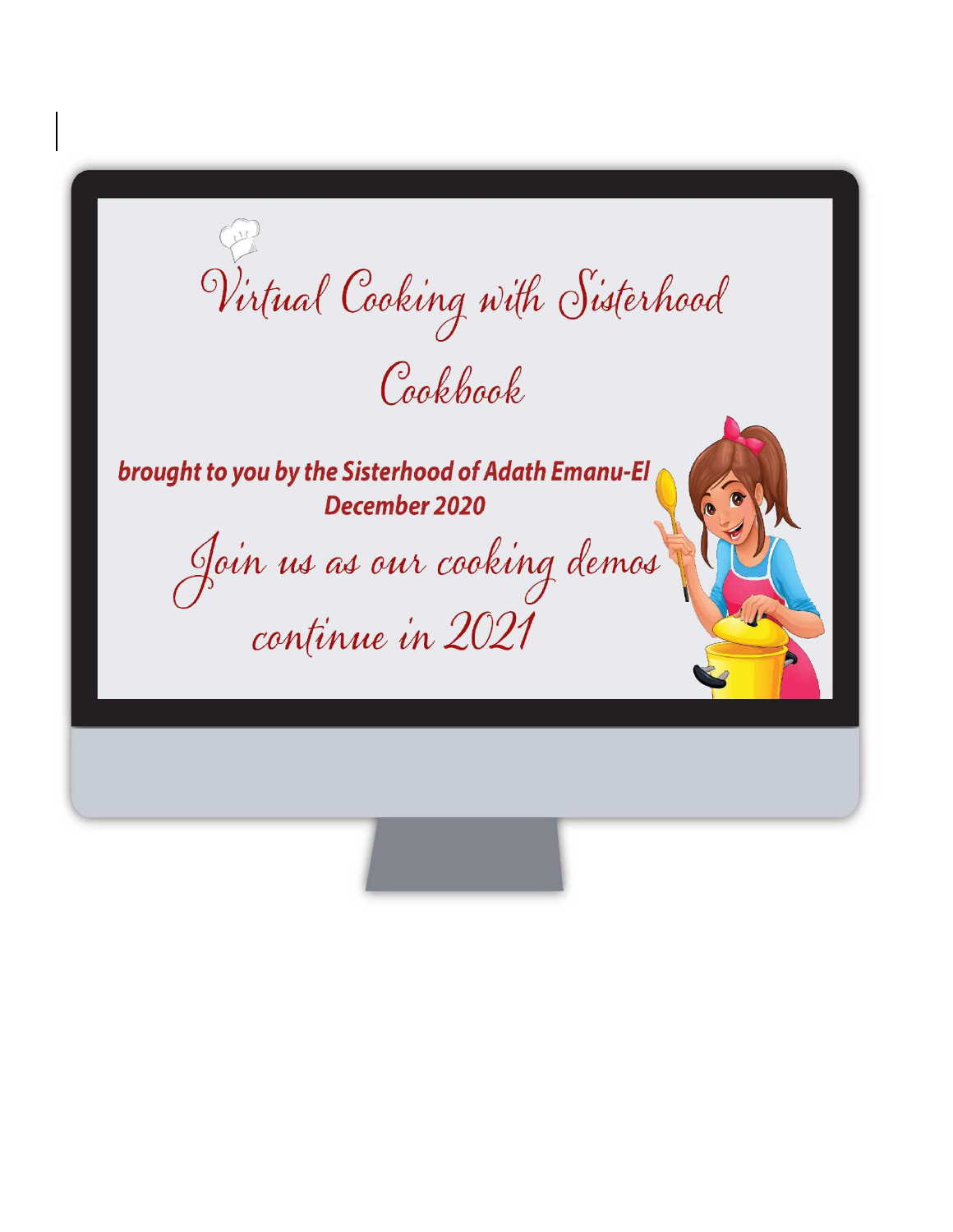# Virtual Cooking with Sisterhood

# Cookbook

***brought to you by the Sisterhood of Adath Emanu-El***
***December 2020***

*Join us as our cooking demos continue in 2021*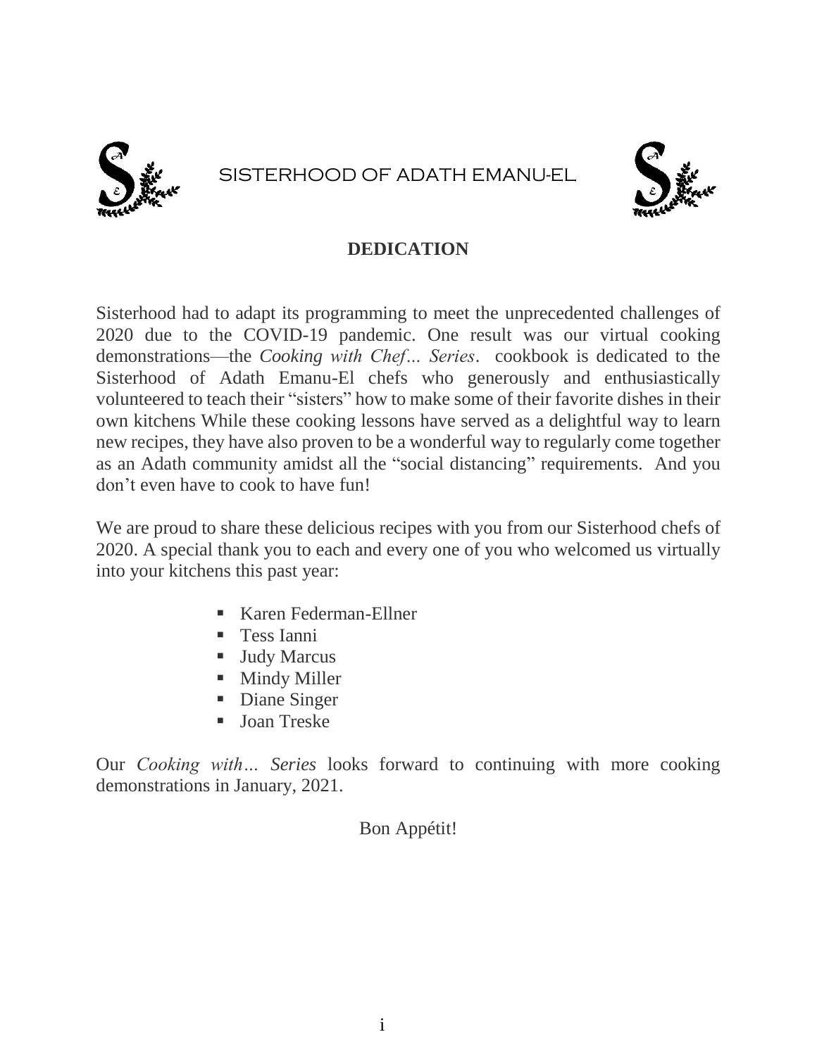SISTERHOOD OF ADATH EMANU-EL

## DEDICATION

Sisterhood had to adapt its programming to meet the unprecedented challenges of 2020 due to the COVID-19 pandemic. One result was our virtual cooking demonstrations—the *Cooking with Chef… Series*.  cookbook is dedicated to the Sisterhood of Adath Emanu-El chefs who generously and enthusiastically volunteered to teach their “sisters” how to make some of their favorite dishes in their own kitchens While these cooking lessons have served as a delightful way to learn new recipes, they have also proven to be a wonderful way to regularly come together as an Adath community amidst all the “social distancing” requirements.  And you don’t even have to cook to have fun!

We are proud to share these delicious recipes with you from our Sisterhood chefs of 2020. A special thank you to each and every one of you who welcomed us virtually into your kitchens this past year:

- Karen Federman-Ellner
- Tess Ianni
- Judy Marcus
- Mindy Miller
- Diane Singer
- Joan Treske

Our *Cooking with… Series* looks forward to continuing with more cooking demonstrations in January, 2021.

Bon Appétit!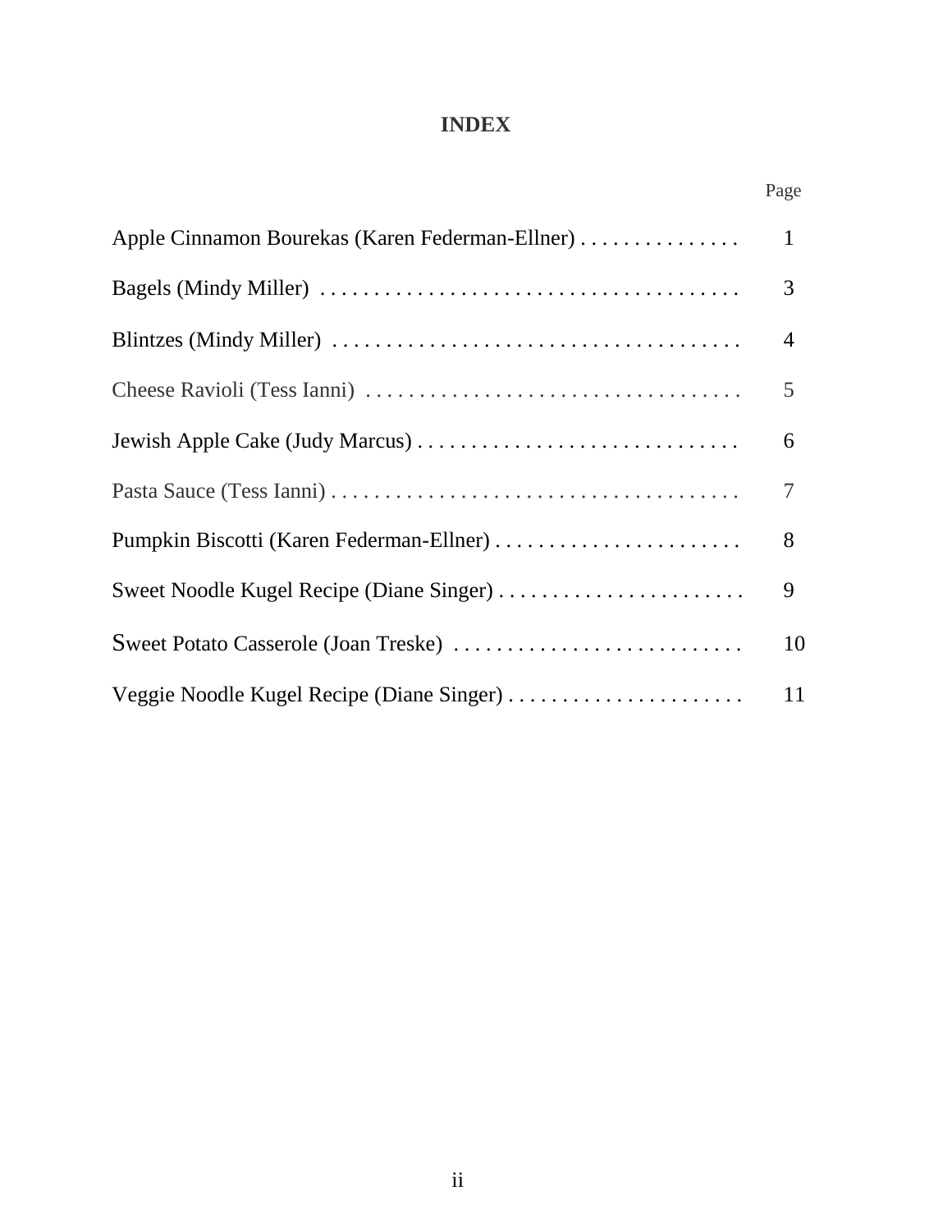# INDEX

| | Page |
|---|---|
| Apple Cinnamon Bourekas (Karen Federman-Ellner) . . . . . . . . . . . . . . . | 1 |
| Bagels (Mindy Miller) . . . . . . . . . . . . . . . . . . . . . . . . . . . . . . . . . . . . . . . | 3 |
| Blintzes (Mindy Miller) . . . . . . . . . . . . . . . . . . . . . . . . . . . . . . . . . . . . . . | 4 |
| Cheese Ravioli (Tess Ianni) . . . . . . . . . . . . . . . . . . . . . . . . . . . . . . . . . . . | 5 |
| Jewish Apple Cake (Judy Marcus) . . . . . . . . . . . . . . . . . . . . . . . . . . . . . . | 6 |
| Pasta Sauce (Tess Ianni) . . . . . . . . . . . . . . . . . . . . . . . . . . . . . . . . . . . . . . | 7 |
| Pumpkin Biscotti (Karen Federman-Ellner) . . . . . . . . . . . . . . . . . . . . . . . | 8 |
| Sweet Noodle Kugel Recipe (Diane Singer) . . . . . . . . . . . . . . . . . . . . . . . | 9 |
| Sweet Potato Casserole (Joan Treske) . . . . . . . . . . . . . . . . . . . . . . . . . . . | 10 |
| Veggie Noodle Kugel Recipe (Diane Singer) . . . . . . . . . . . . . . . . . . . . . . | 11 |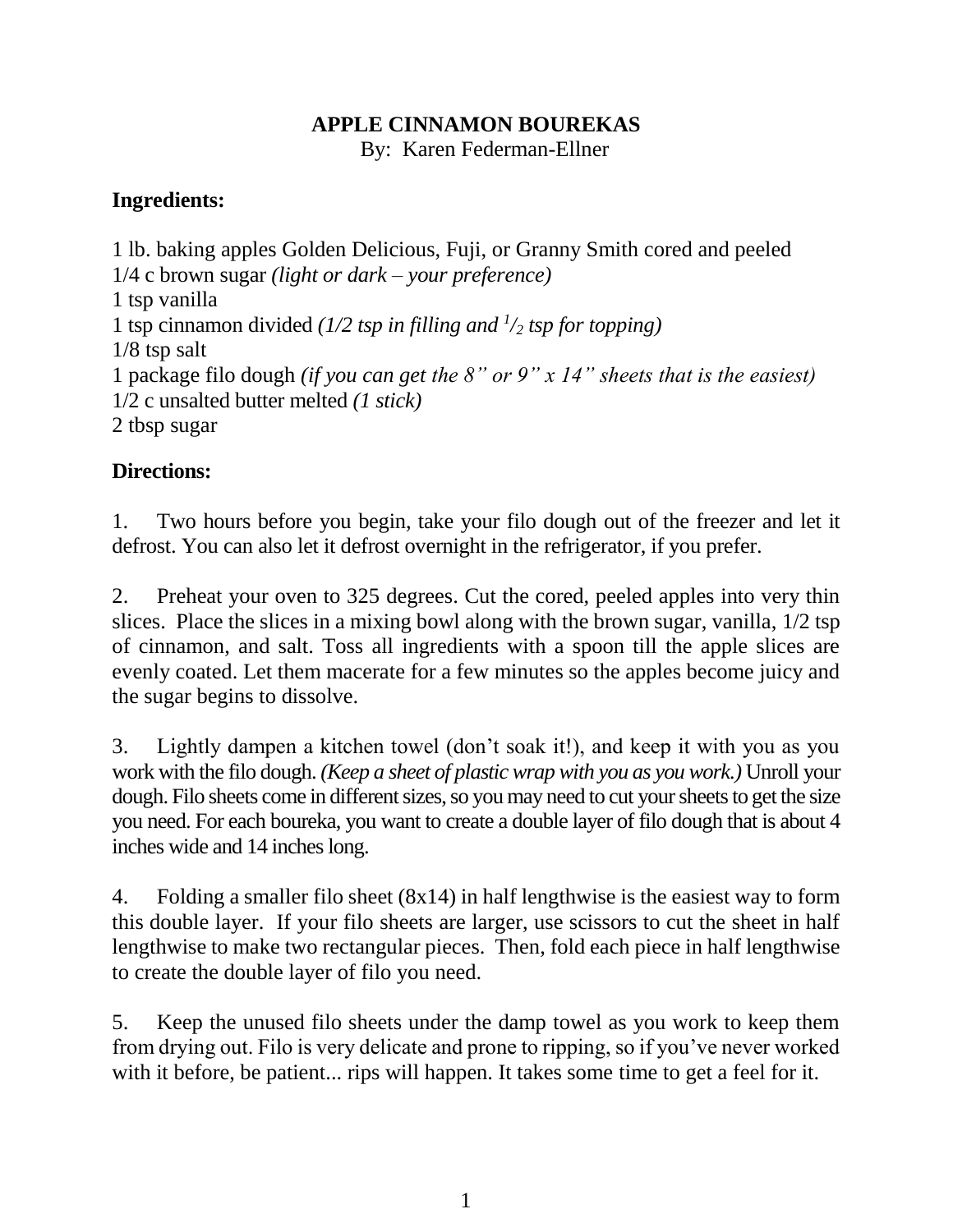# APPLE CINNAMON BOUREKAS

By: Karen Federman-Ellner

## Ingredients:

1 lb. baking apples Golden Delicious, Fuji, or Granny Smith cored and peeled
1/4 c brown sugar *(light or dark – your preference)*
1 tsp vanilla
1 tsp cinnamon divided *(1/2 tsp in filling and 1/2 tsp for topping)*
1/8 tsp salt
1 package filo dough *(if you can get the 8" or 9" x 14" sheets that is the easiest)*
1/2 c unsalted butter melted *(1 stick)*
2 tbsp sugar

## Directions:

1. Two hours before you begin, take your filo dough out of the freezer and let it defrost. You can also let it defrost overnight in the refrigerator, if you prefer.

2. Preheat your oven to 325 degrees. Cut the cored, peeled apples into very thin slices. Place the slices in a mixing bowl along with the brown sugar, vanilla, 1/2 tsp of cinnamon, and salt. Toss all ingredients with a spoon till the apple slices are evenly coated. Let them macerate for a few minutes so the apples become juicy and the sugar begins to dissolve.

3. Lightly dampen a kitchen towel (don't soak it!), and keep it with you as you work with the filo dough. *(Keep a sheet of plastic wrap with you as you work.)* Unroll your dough. Filo sheets come in different sizes, so you may need to cut your sheets to get the size you need. For each boureka, you want to create a double layer of filo dough that is about 4 inches wide and 14 inches long.

4. Folding a smaller filo sheet (8x14) in half lengthwise is the easiest way to form this double layer. If your filo sheets are larger, use scissors to cut the sheet in half lengthwise to make two rectangular pieces. Then, fold each piece in half lengthwise to create the double layer of filo you need.

5. Keep the unused filo sheets under the damp towel as you work to keep them from drying out. Filo is very delicate and prone to ripping, so if you've never worked with it before, be patient... rips will happen. It takes some time to get a feel for it.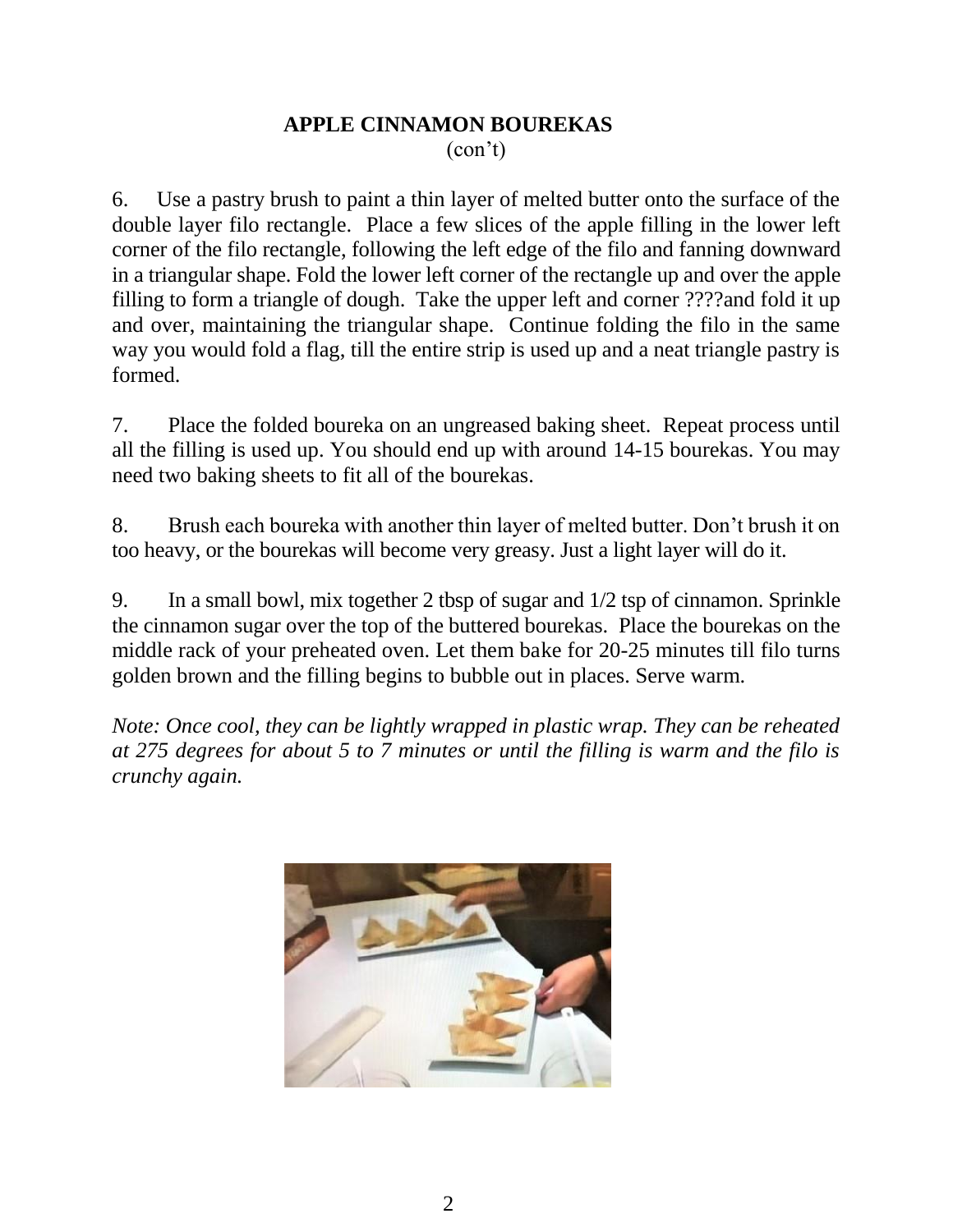# APPLE CINNAMON BOUREKAS

(con't)

6. Use a pastry brush to paint a thin layer of melted butter onto the surface of the double layer filo rectangle. Place a few slices of the apple filling in the lower left corner of the filo rectangle, following the left edge of the filo and fanning downward in a triangular shape. Fold the lower left corner of the rectangle up and over the apple filling to form a triangle of dough. Take the upper left and corner ????and fold it up and over, maintaining the triangular shape. Continue folding the filo in the same way you would fold a flag, till the entire strip is used up and a neat triangle pastry is formed.

7. Place the folded boureka on an ungreased baking sheet. Repeat process until all the filling is used up. You should end up with around 14-15 bourekas. You may need two baking sheets to fit all of the bourekas.

8. Brush each boureka with another thin layer of melted butter. Don't brush it on too heavy, or the bourekas will become very greasy. Just a light layer will do it.

9. In a small bowl, mix together 2 tbsp of sugar and 1/2 tsp of cinnamon. Sprinkle the cinnamon sugar over the top of the buttered bourekas. Place the bourekas on the middle rack of your preheated oven. Let them bake for 20-25 minutes till filo turns golden brown and the filling begins to bubble out in places. Serve warm.

*Note: Once cool, they can be lightly wrapped in plastic wrap. They can be reheated at 275 degrees for about 5 to 7 minutes or until the filling is warm and the filo is crunchy again.*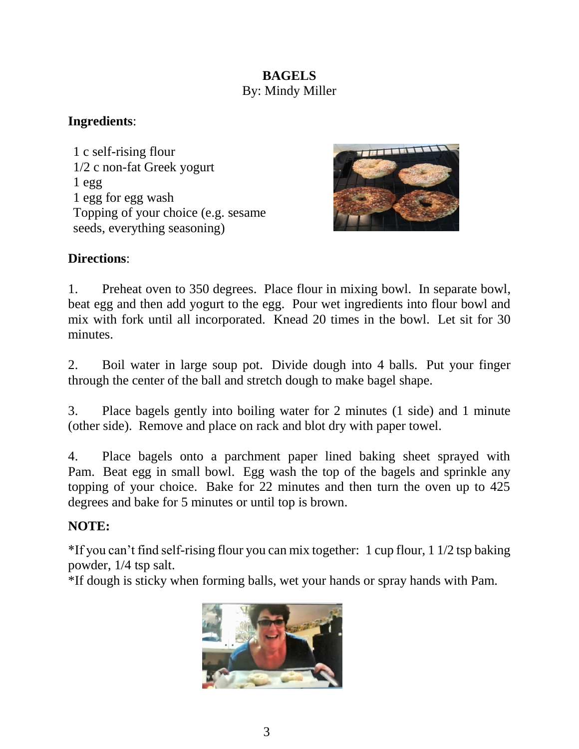# BAGELS

By: Mindy Miller

**Ingredients**:

1 c self-rising flour
1/2 c non-fat Greek yogurt
1 egg
1 egg for egg wash
Topping of your choice (e.g. sesame seeds, everything seasoning)

**Directions**:

1. Preheat oven to 350 degrees. Place flour in mixing bowl. In separate bowl, beat egg and then add yogurt to the egg. Pour wet ingredients into flour bowl and mix with fork until all incorporated. Knead 20 times in the bowl. Let sit for 30 minutes.

2. Boil water in large soup pot. Divide dough into 4 balls. Put your finger through the center of the ball and stretch dough to make bagel shape.

3. Place bagels gently into boiling water for 2 minutes (1 side) and 1 minute (other side). Remove and place on rack and blot dry with paper towel.

4. Place bagels onto a parchment paper lined baking sheet sprayed with Pam. Beat egg in small bowl. Egg wash the top of the bagels and sprinkle any topping of your choice. Bake for 22 minutes and then turn the oven up to 425 degrees and bake for 5 minutes or until top is brown.

**NOTE:**

*If you can't find self-rising flour you can mix together: 1 cup flour, 1 1/2 tsp baking powder, 1/4 tsp salt.
*If dough is sticky when forming balls, wet your hands or spray hands with Pam.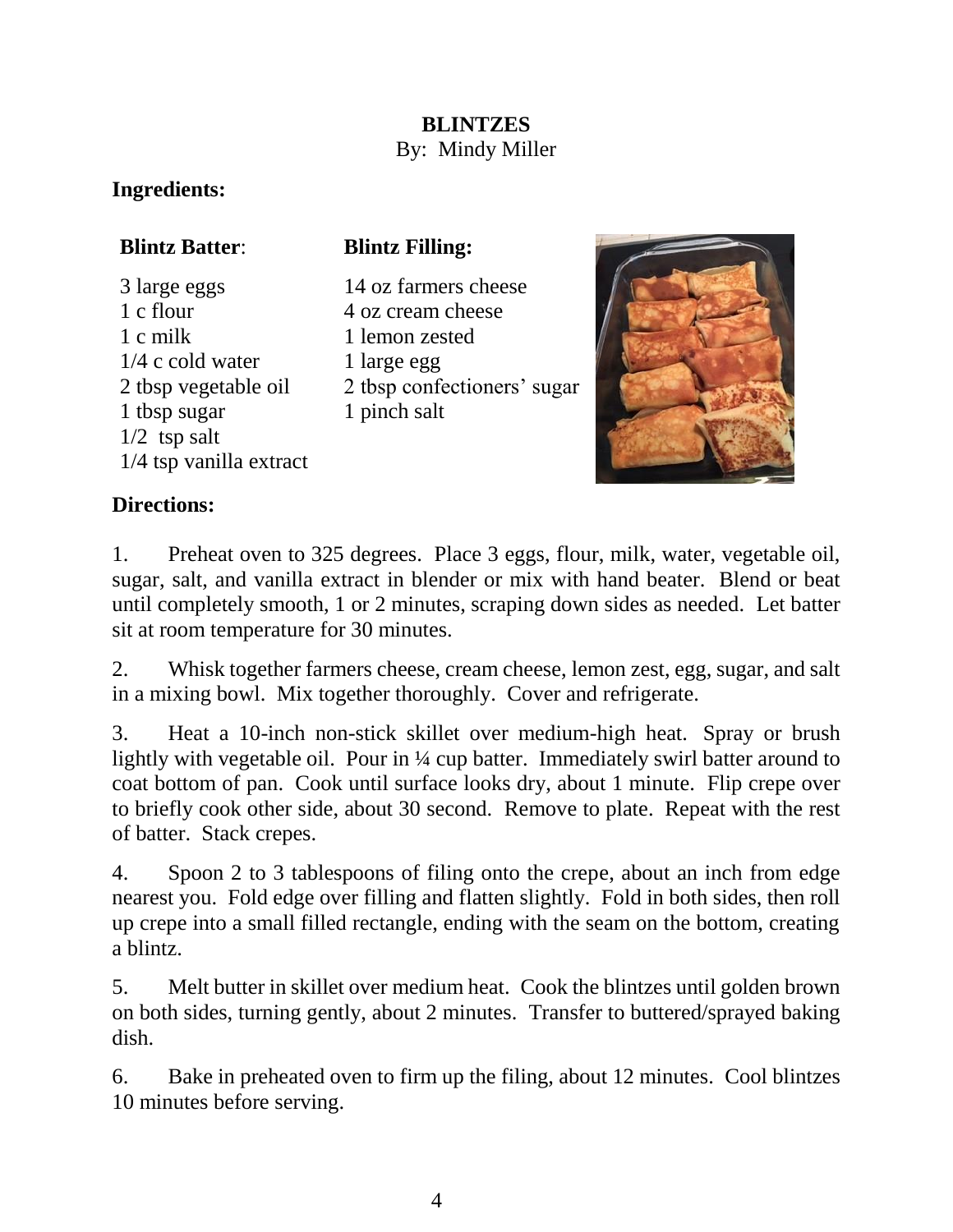# BLINTZES

By: Mindy Miller

## Ingredients:

**Blintz Batter**:

- 3 large eggs
- 1 c flour
- 1 c milk
- 1/4 c cold water
- 2 tbsp vegetable oil
- 1 tbsp sugar
- 1/2 tsp salt
- 1/4 tsp vanilla extract

**Blintz Filling:**

- 14 oz farmers cheese
- 4 oz cream cheese
- 1 lemon zested
- 1 large egg
- 2 tbsp confectioners' sugar
- 1 pinch salt

## Directions:

1. Preheat oven to 325 degrees. Place 3 eggs, flour, milk, water, vegetable oil, sugar, salt, and vanilla extract in blender or mix with hand beater. Blend or beat until completely smooth, 1 or 2 minutes, scraping down sides as needed. Let batter sit at room temperature for 30 minutes.

2. Whisk together farmers cheese, cream cheese, lemon zest, egg, sugar, and salt in a mixing bowl. Mix together thoroughly. Cover and refrigerate.

3. Heat a 10-inch non-stick skillet over medium-high heat. Spray or brush lightly with vegetable oil. Pour in ¼ cup batter. Immediately swirl batter around to coat bottom of pan. Cook until surface looks dry, about 1 minute. Flip crepe over to briefly cook other side, about 30 second. Remove to plate. Repeat with the rest of batter. Stack crepes.

4. Spoon 2 to 3 tablespoons of filing onto the crepe, about an inch from edge nearest you. Fold edge over filling and flatten slightly. Fold in both sides, then roll up crepe into a small filled rectangle, ending with the seam on the bottom, creating a blintz.

5. Melt butter in skillet over medium heat. Cook the blintzes until golden brown on both sides, turning gently, about 2 minutes. Transfer to buttered/sprayed baking dish.

6. Bake in preheated oven to firm up the filing, about 12 minutes. Cool blintzes 10 minutes before serving.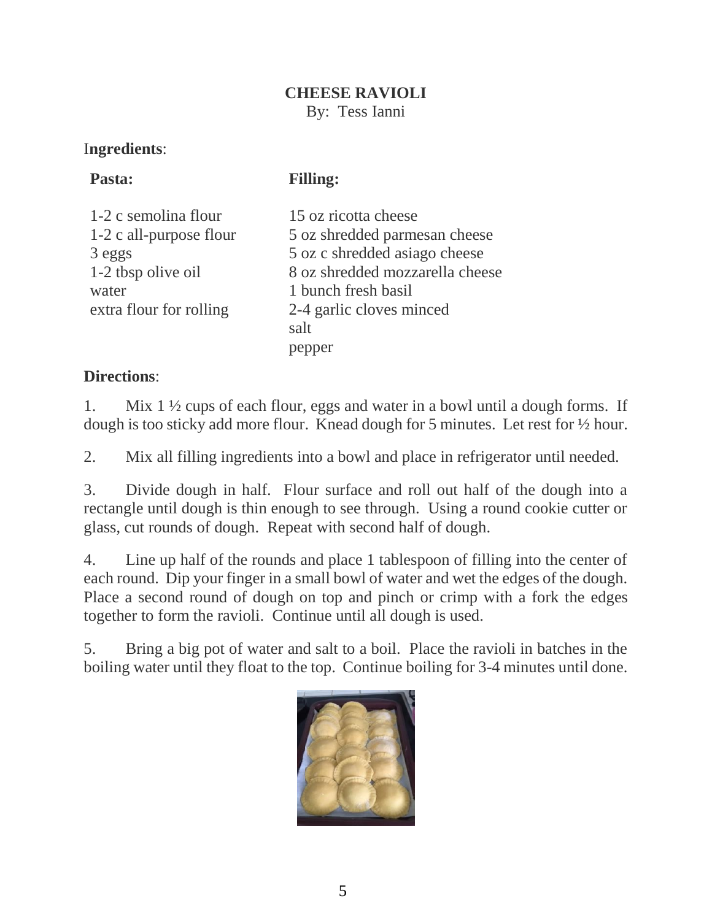# CHEESE RAVIOLI

By: Tess Ianni

**Ingredients**:

**Pasta:**

1-2 c semolina flour
1-2 c all-purpose flour
3 eggs
1-2 tbsp olive oil
water
extra flour for rolling

**Filling:**

15 oz ricotta cheese
5 oz shredded parmesan cheese
5 oz c shredded asiago cheese
8 oz shredded mozzarella cheese
1 bunch fresh basil
2-4 garlic cloves minced
salt
pepper

**Directions**:

1. Mix 1 ½ cups of each flour, eggs and water in a bowl until a dough forms. If dough is too sticky add more flour. Knead dough for 5 minutes. Let rest for ½ hour.

2. Mix all filling ingredients into a bowl and place in refrigerator until needed.

3. Divide dough in half. Flour surface and roll out half of the dough into a rectangle until dough is thin enough to see through. Using a round cookie cutter or glass, cut rounds of dough. Repeat with second half of dough.

4. Line up half of the rounds and place 1 tablespoon of filling into the center of each round. Dip your finger in a small bowl of water and wet the edges of the dough. Place a second round of dough on top and pinch or crimp with a fork the edges together to form the ravioli. Continue until all dough is used.

5. Bring a big pot of water and salt to a boil. Place the ravioli in batches in the boiling water until they float to the top. Continue boiling for 3-4 minutes until done.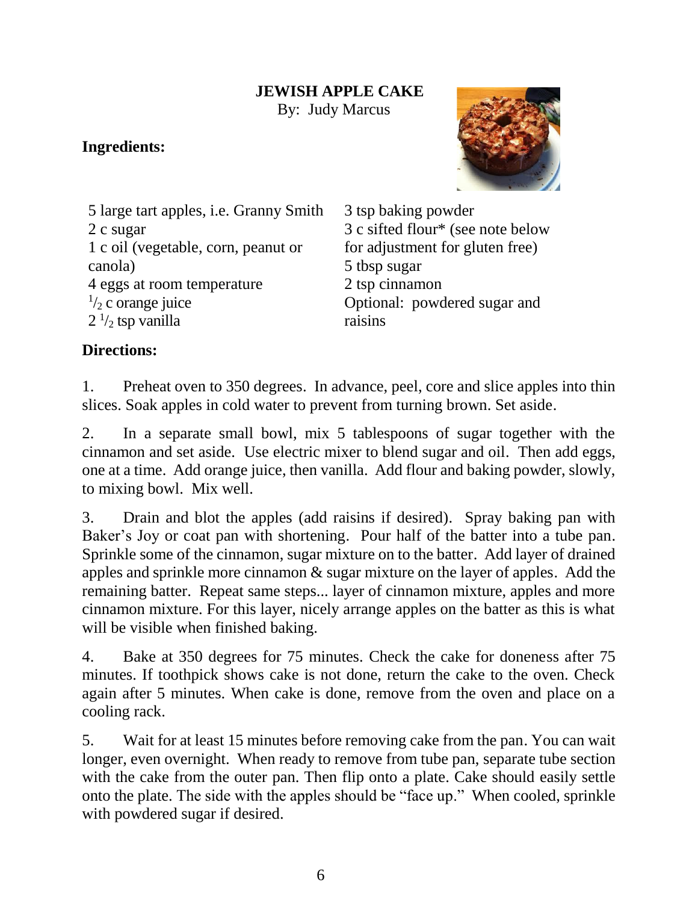# JEWISH APPLE CAKE

By: Judy Marcus

**Ingredients:**

5 large tart apples, i.e. Granny Smith
2 c sugar
1 c oil (vegetable, corn, peanut or canola)
4 eggs at room temperature
$^1/_2$ c orange juice
2 $^1/_2$ tsp vanilla
3 tsp baking powder
3 c sifted flour* (see note below for adjustment for gluten free)
5 tbsp sugar
2 tsp cinnamon
Optional: powdered sugar and raisins

**Directions:**

1. Preheat oven to 350 degrees. In advance, peel, core and slice apples into thin slices. Soak apples in cold water to prevent from turning brown. Set aside.

2. In a separate small bowl, mix 5 tablespoons of sugar together with the cinnamon and set aside. Use electric mixer to blend sugar and oil. Then add eggs, one at a time. Add orange juice, then vanilla. Add flour and baking powder, slowly, to mixing bowl. Mix well.

3. Drain and blot the apples (add raisins if desired). Spray baking pan with Baker's Joy or coat pan with shortening. Pour half of the batter into a tube pan. Sprinkle some of the cinnamon, sugar mixture on to the batter. Add layer of drained apples and sprinkle more cinnamon & sugar mixture on the layer of apples. Add the remaining batter. Repeat same steps... layer of cinnamon mixture, apples and more cinnamon mixture. For this layer, nicely arrange apples on the batter as this is what will be visible when finished baking.

4. Bake at 350 degrees for 75 minutes. Check the cake for doneness after 75 minutes. If toothpick shows cake is not done, return the cake to the oven. Check again after 5 minutes. When cake is done, remove from the oven and place on a cooling rack.

5. Wait for at least 15 minutes before removing cake from the pan. You can wait longer, even overnight. When ready to remove from tube pan, separate tube section with the cake from the outer pan. Then flip onto a plate. Cake should easily settle onto the plate. The side with the apples should be "face up." When cooled, sprinkle with powdered sugar if desired.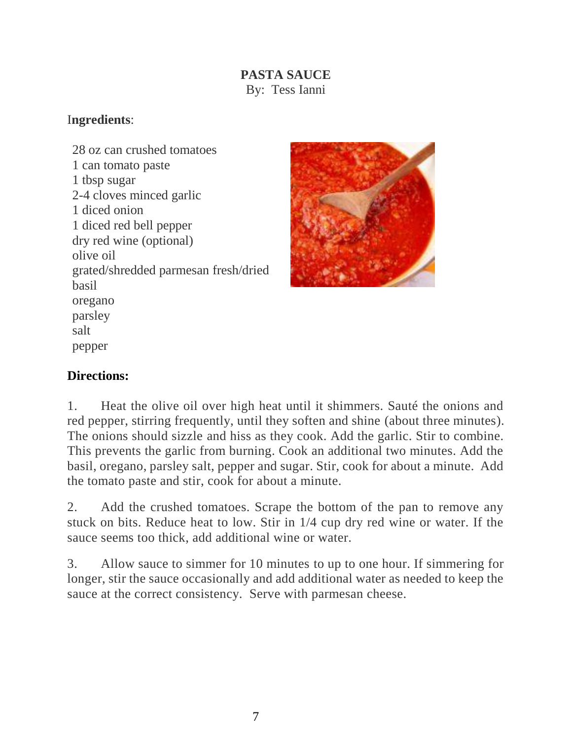# PASTA SAUCE

By: Tess Ianni

**Ingredients**:

28 oz can crushed tomatoes
1 can tomato paste
1 tbsp sugar
2-4 cloves minced garlic
1 diced onion
1 diced red bell pepper
dry red wine (optional)
olive oil
grated/shredded parmesan fresh/dried
basil
oregano
parsley
salt
pepper

**Directions:**

1. Heat the olive oil over high heat until it shimmers. Sauté the onions and red pepper, stirring frequently, until they soften and shine (about three minutes). The onions should sizzle and hiss as they cook. Add the garlic. Stir to combine. This prevents the garlic from burning. Cook an additional two minutes. Add the basil, oregano, parsley salt, pepper and sugar. Stir, cook for about a minute. Add the tomato paste and stir, cook for about a minute.

2. Add the crushed tomatoes. Scrape the bottom of the pan to remove any stuck on bits. Reduce heat to low. Stir in 1/4 cup dry red wine or water. If the sauce seems too thick, add additional wine or water.

3. Allow sauce to simmer for 10 minutes to up to one hour. If simmering for longer, stir the sauce occasionally and add additional water as needed to keep the sauce at the correct consistency. Serve with parmesan cheese.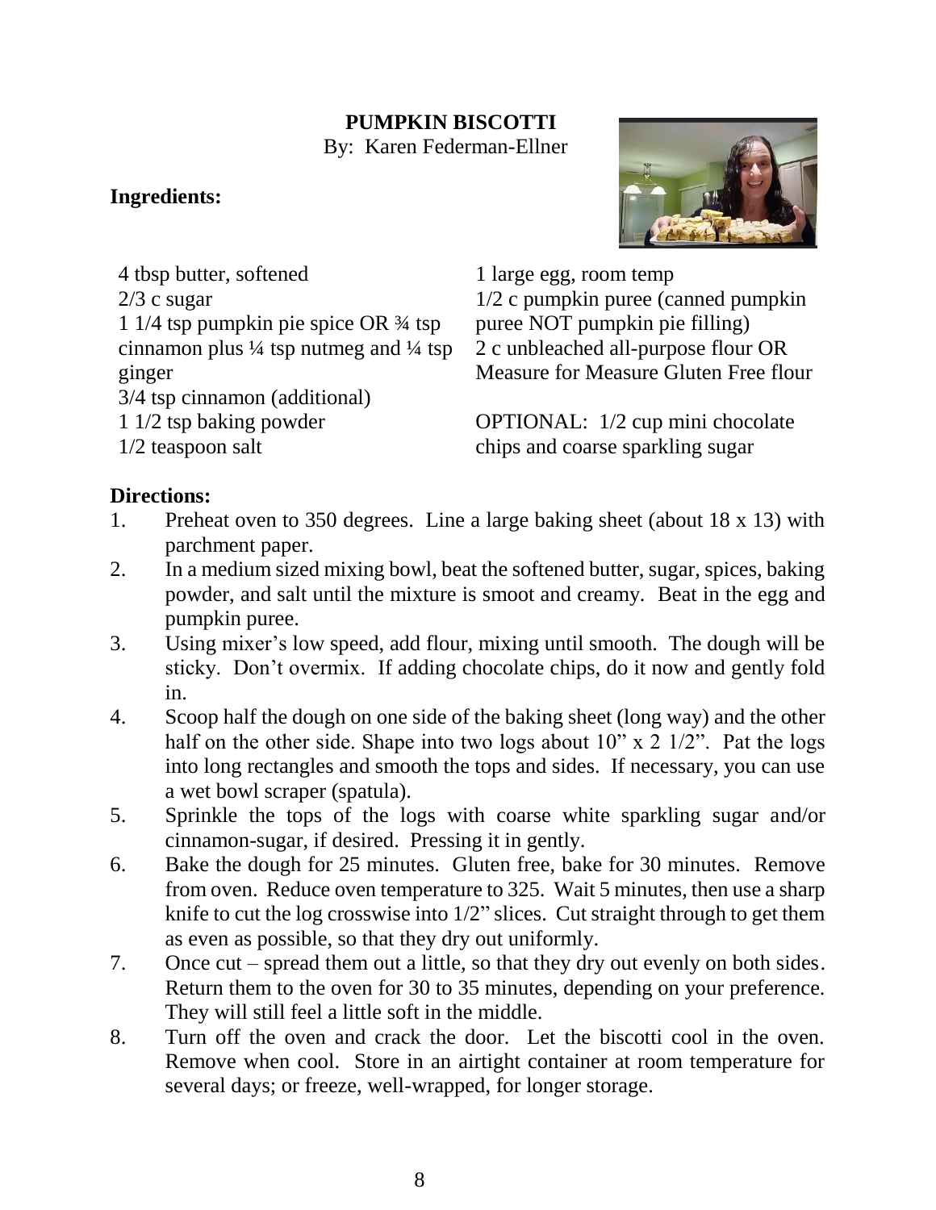# PUMPKIN BISCOTTI

By: Karen Federman-Ellner

## Ingredients:

- 4 tbsp butter, softened
- 2/3 c sugar
- 1 1/4 tsp pumpkin pie spice OR ¾ tsp cinnamon plus ¼ tsp nutmeg and ¼ tsp ginger
- 3/4 tsp cinnamon (additional)
- 1 1/2 tsp baking powder
- 1/2 teaspoon salt
- 1 large egg, room temp
- 1/2 c pumpkin puree (canned pumpkin puree NOT pumpkin pie filling)
- 2 c unbleached all-purpose flour OR Measure for Measure Gluten Free flour

OPTIONAL: 1/2 cup mini chocolate chips and coarse sparkling sugar

## Directions:

1. Preheat oven to 350 degrees. Line a large baking sheet (about 18 x 13) with parchment paper.
2. In a medium sized mixing bowl, beat the softened butter, sugar, spices, baking powder, and salt until the mixture is smoot and creamy. Beat in the egg and pumpkin puree.
3. Using mixer's low speed, add flour, mixing until smooth. The dough will be sticky. Don't overmix. If adding chocolate chips, do it now and gently fold in.
4. Scoop half the dough on one side of the baking sheet (long way) and the other half on the other side. Shape into two logs about 10" x 2 1/2". Pat the logs into long rectangles and smooth the tops and sides. If necessary, you can use a wet bowl scraper (spatula).
5. Sprinkle the tops of the logs with coarse white sparkling sugar and/or cinnamon-sugar, if desired. Pressing it in gently.
6. Bake the dough for 25 minutes. Gluten free, bake for 30 minutes. Remove from oven. Reduce oven temperature to 325. Wait 5 minutes, then use a sharp knife to cut the log crosswise into 1/2" slices. Cut straight through to get them as even as possible, so that they dry out uniformly.
7. Once cut – spread them out a little, so that they dry out evenly on both sides. Return them to the oven for 30 to 35 minutes, depending on your preference. They will still feel a little soft in the middle.
8. Turn off the oven and crack the door. Let the biscotti cool in the oven. Remove when cool. Store in an airtight container at room temperature for several days; or freeze, well-wrapped, for longer storage.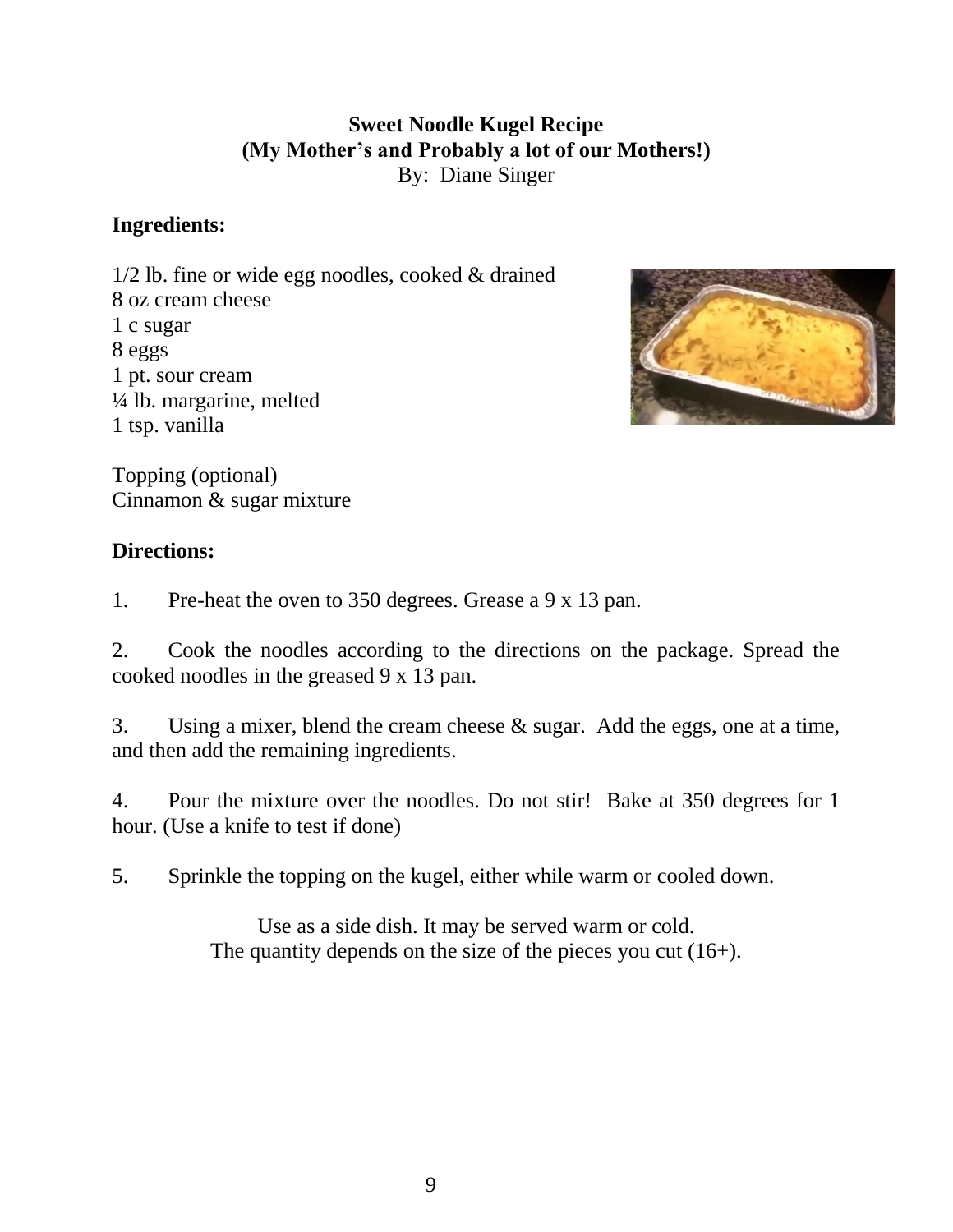# Sweet Noodle Kugel Recipe
## (My Mother's and Probably a lot of our Mothers!)

By: Diane Singer

**Ingredients:**

1/2 lb. fine or wide egg noodles, cooked & drained
8 oz cream cheese
1 c sugar
8 eggs
1 pt. sour cream
¼ lb. margarine, melted
1 tsp. vanilla

Topping (optional)
Cinnamon & sugar mixture

**Directions:**

1. Pre-heat the oven to 350 degrees. Grease a 9 x 13 pan.

2. Cook the noodles according to the directions on the package. Spread the cooked noodles in the greased 9 x 13 pan.

3. Using a mixer, blend the cream cheese & sugar. Add the eggs, one at a time, and then add the remaining ingredients.

4. Pour the mixture over the noodles. Do not stir! Bake at 350 degrees for 1 hour. (Use a knife to test if done)

5. Sprinkle the topping on the kugel, either while warm or cooled down.

Use as a side dish. It may be served warm or cold.
The quantity depends on the size of the pieces you cut (16+).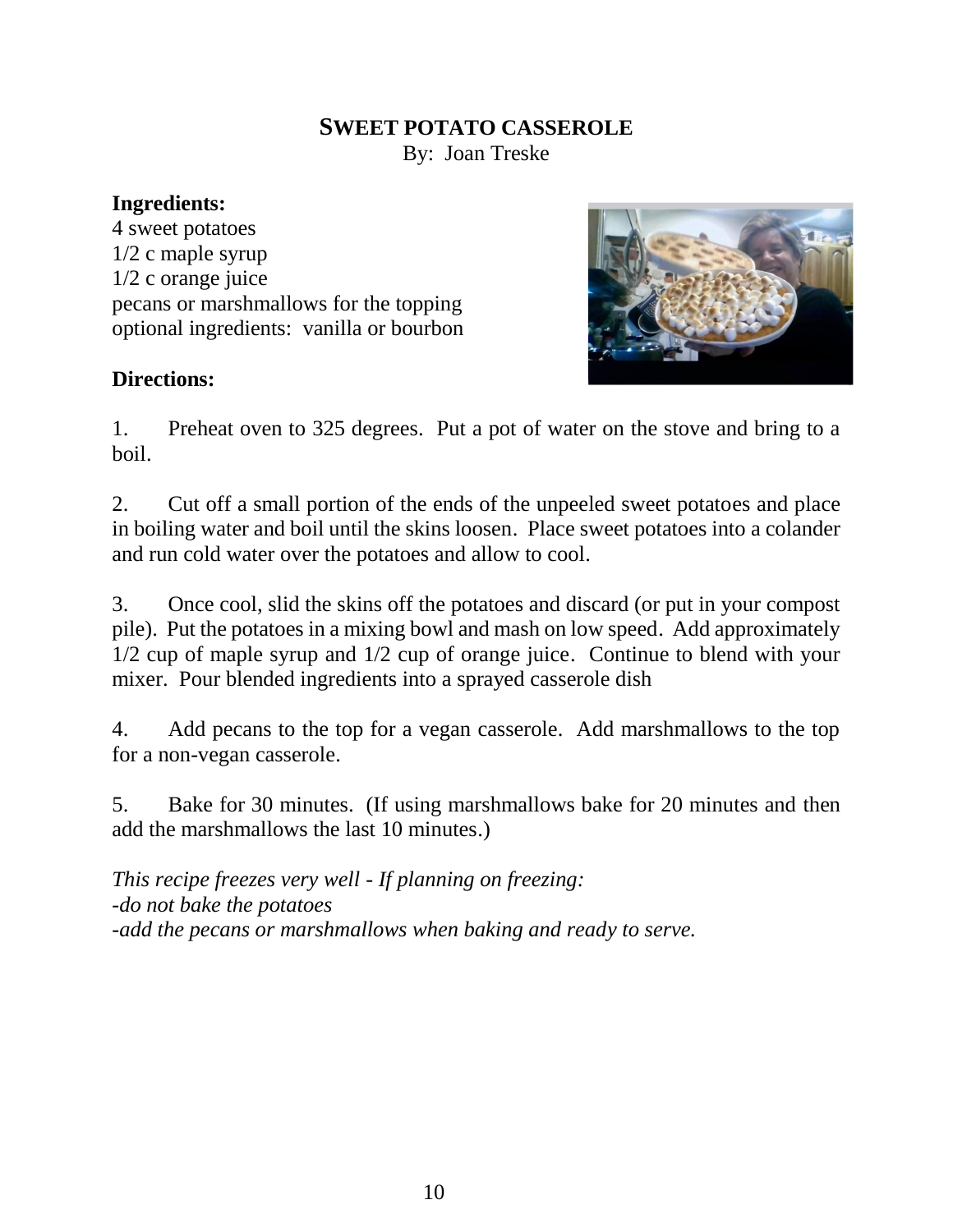# SWEET POTATO CASSEROLE

By: Joan Treske

**Ingredients:**

4 sweet potatoes
1/2 c maple syrup
1/2 c orange juice
pecans or marshmallows for the topping
optional ingredients: vanilla or bourbon

**Directions:**

1. Preheat oven to 325 degrees. Put a pot of water on the stove and bring to a boil.

2. Cut off a small portion of the ends of the unpeeled sweet potatoes and place in boiling water and boil until the skins loosen. Place sweet potatoes into a colander and run cold water over the potatoes and allow to cool.

3. Once cool, slid the skins off the potatoes and discard (or put in your compost pile). Put the potatoes in a mixing bowl and mash on low speed. Add approximately 1/2 cup of maple syrup and 1/2 cup of orange juice. Continue to blend with your mixer. Pour blended ingredients into a sprayed casserole dish

4. Add pecans to the top for a vegan casserole. Add marshmallows to the top for a non-vegan casserole.

5. Bake for 30 minutes. (If using marshmallows bake for 20 minutes and then add the marshmallows the last 10 minutes.)

*This recipe freezes very well - If planning on freezing:*
*-do not bake the potatoes*
*-add the pecans or marshmallows when baking and ready to serve.*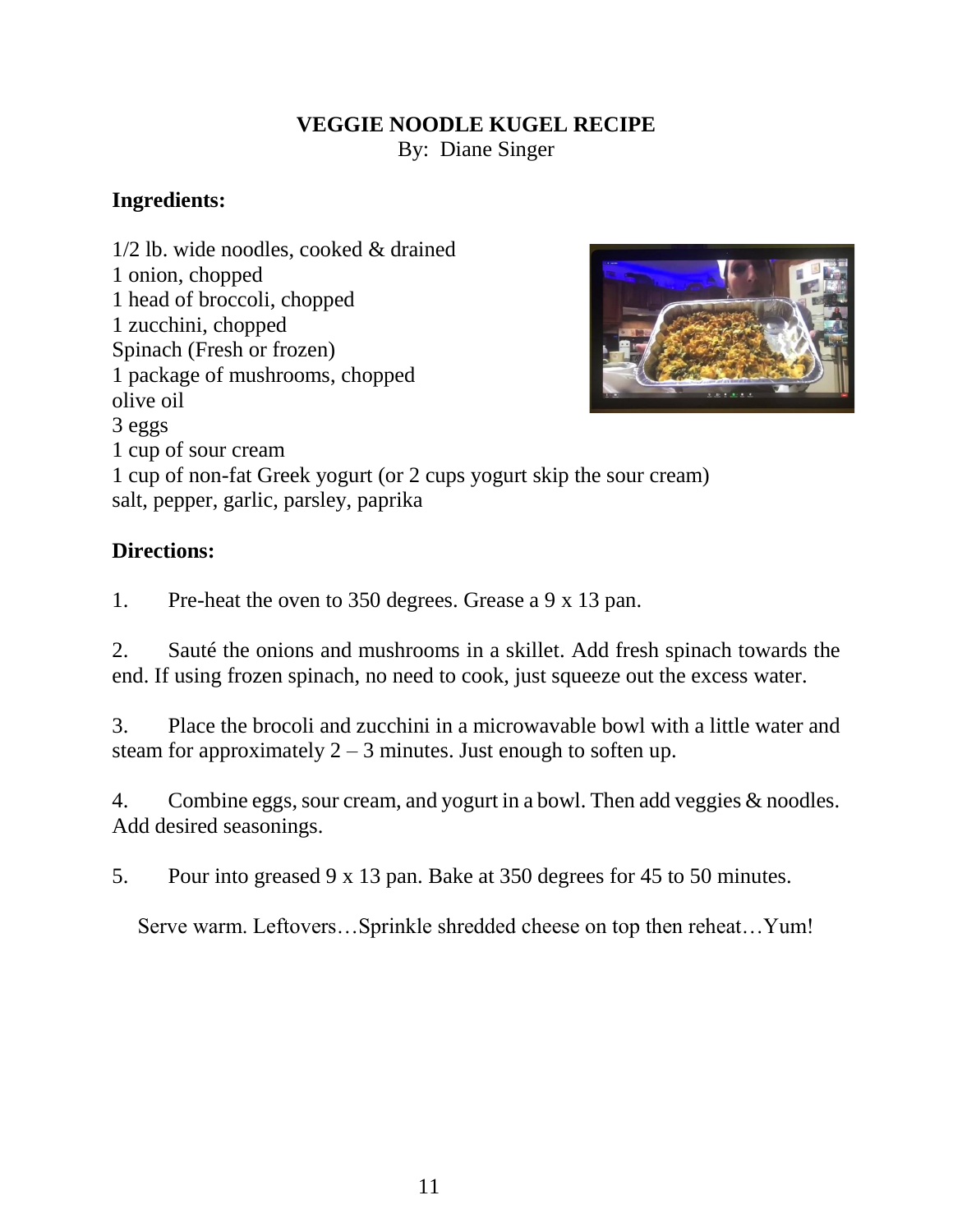# VEGGIE NOODLE KUGEL RECIPE

By: Diane Singer

**Ingredients:**

1/2 lb. wide noodles, cooked & drained
1 onion, chopped
1 head of broccoli, chopped
1 zucchini, chopped
Spinach (Fresh or frozen)
1 package of mushrooms, chopped
olive oil
3 eggs
1 cup of sour cream
1 cup of non-fat Greek yogurt (or 2 cups yogurt skip the sour cream)
salt, pepper, garlic, parsley, paprika

**Directions:**

1. Pre-heat the oven to 350 degrees. Grease a 9 x 13 pan.

2. Sauté the onions and mushrooms in a skillet. Add fresh spinach towards the end. If using frozen spinach, no need to cook, just squeeze out the excess water.

3. Place the brocoli and zucchini in a microwavable bowl with a little water and steam for approximately 2 – 3 minutes. Just enough to soften up.

4. Combine eggs, sour cream, and yogurt in a bowl. Then add veggies & noodles. Add desired seasonings.

5. Pour into greased 9 x 13 pan. Bake at 350 degrees for 45 to 50 minutes.

Serve warm. Leftovers…Sprinkle shredded cheese on top then reheat…Yum!